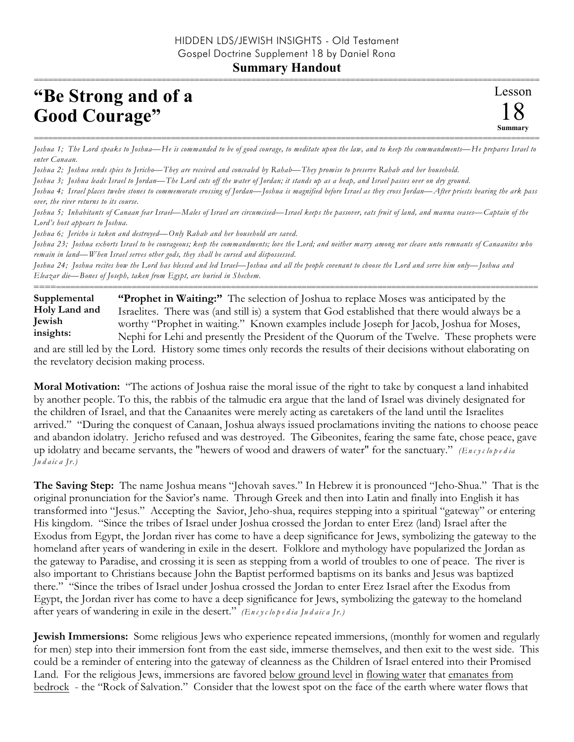HIDDEN LDS/JEWISH INSIGHTS - Old Testament
Gospel Doctrine Supplement 18 by Daniel Rona

**Summary Handout**

# "Be Strong and of a Good Courage"

Lesson 18 **Summary**

*Joshua 1; The Lord speaks to Joshua—He is commanded to be of good courage, to meditate upon the law, and to keep the commandments—He prepares Israel to enter Canaan.*

*Joshua 2; Joshua sends spies to Jericho—They are received and concealed by Rahab—They promise to preserve Rahab and her household.*

*Joshua 3; Joshua leads Israel to Jordan—The Lord cuts off the water of Jordan; it stands up as a heap, and Israel passes over on dry ground.*

*Joshua 4; Israel places twelve stones to commemorate crossing of Jordan—Joshua is magnified before Israel as they cross Jordan—After priests bearing the ark pass over, the river returns to its course.*

*Joshua 5; Inhabitants of Canaan fear Israel—Males of Israel are circumcised—Israel keeps the passover, eats fruit of land, and manna ceases—Captain of the Lord's host appears to Joshua.*

*Joshua 6; Jericho is taken and destroyed—Only Rahab and her household are saved.*

*Joshua 23; Joshua exhorts Israel to be courageous; keep the commandments; love the Lord; and neither marry among nor cleave unto remnants of Canaanites who remain in land—When Israel serves other gods, they shall be cursed and dispossessed.*

*Joshua 24; Joshua recites how the Lord has blessed and led Israel—Joshua and all the people covenant to choose the Lord and serve him only—Joshua and Eleazar die—Bones of Joseph, taken from Egypt, are buried in Shechem.*

**Supplemental Holy Land and Jewish insights:**

**"Prophet in Waiting:"** The selection of Joshua to replace Moses was anticipated by the Israelites. There was (and still is) a system that God established that there would always be a worthy "Prophet in waiting." Known examples include Joseph for Jacob, Joshua for Moses, Nephi for Lehi and presently the President of the Quorum of the Twelve. These prophets were and are still led by the Lord. History some times only records the results of their decisions without elaborating on the revelatory decision making process.

**Moral Motivation:** "The actions of Joshua raise the moral issue of the right to take by conquest a land inhabited by another people. To this, the rabbis of the talmudic era argue that the land of Israel was divinely designated for the children of Israel, and that the Canaanites were merely acting as caretakers of the land until the Israelites arrived." "During the conquest of Canaan, Joshua always issued proclamations inviting the nations to choose peace and abandon idolatry. Jericho refused and was destroyed. The Gibeonites, fearing the same fate, chose peace, gave up idolatry and became servants, the "hewers of wood and drawers of water" for the sanctuary." *(Encyclopedia Judaica Jr.)*

**The Saving Step:** The name Joshua means "Jehovah saves." In Hebrew it is pronounced "Jeho-Shua." That is the original pronunciation for the Savior's name. Through Greek and then into Latin and finally into English it has transformed into "Jesus." Accepting the Savior, Jeho-shua, requires stepping into a spiritual "gateway" or entering His kingdom. "Since the tribes of Israel under Joshua crossed the Jordan to enter Erez (land) Israel after the Exodus from Egypt, the Jordan river has come to have a deep significance for Jews, symbolizing the gateway to the homeland after years of wandering in exile in the desert. Folklore and mythology have popularized the Jordan as the gateway to Paradise, and crossing it is seen as stepping from a world of troubles to one of peace. The river is also important to Christians because John the Baptist performed baptisms on its banks and Jesus was baptized there." "Since the tribes of Israel under Joshua crossed the Jordan to enter Erez Israel after the Exodus from Egypt, the Jordan river has come to have a deep significance for Jews, symbolizing the gateway to the homeland after years of wandering in exile in the desert." *(Encyclopedia Judaica Jr.)*

**Jewish Immersions:** Some religious Jews who experience repeated immersions, (monthly for women and regularly for men) step into their immersion font from the east side, immerse themselves, and then exit to the west side. This could be a reminder of entering into the gateway of cleanness as the Children of Israel entered into their Promised Land. For the religious Jews, immersions are favored <u>below ground level</u> in <u>flowing water</u> that <u>emanates from bedrock</u> - the "Rock of Salvation." Consider that the lowest spot on the face of the earth where water flows that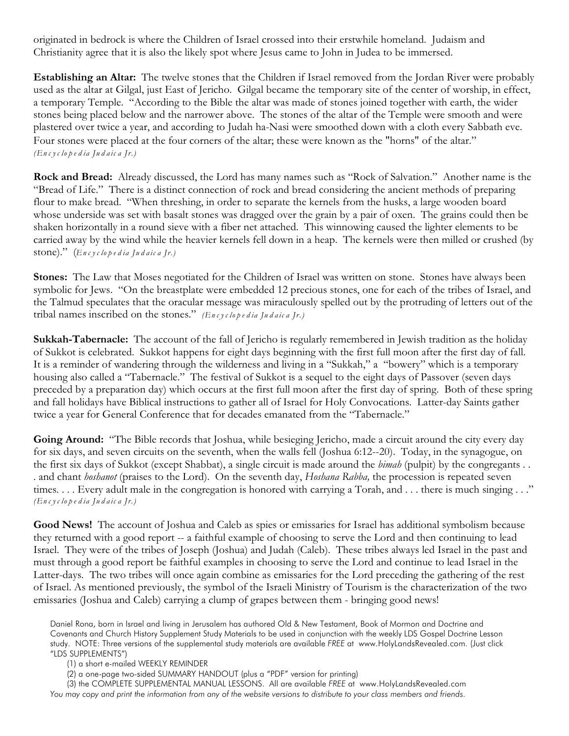originated in bedrock is where the Children of Israel crossed into their erstwhile homeland. Judaism and Christianity agree that it is also the likely spot where Jesus came to John in Judea to be immersed.

**Establishing an Altar:** The twelve stones that the Children if Israel removed from the Jordan River were probably used as the altar at Gilgal, just East of Jericho. Gilgal became the temporary site of the center of worship, in effect, a temporary Temple. "According to the Bible the altar was made of stones joined together with earth, the wider stones being placed below and the narrower above. The stones of the altar of the Temple were smooth and were plastered over twice a year, and according to Judah ha-Nasi were smoothed down with a cloth every Sabbath eve. Four stones were placed at the four corners of the altar; these were known as the "horns" of the altar." *(Encyclopedia Judaica Jr.)*

**Rock and Bread:** Already discussed, the Lord has many names such as "Rock of Salvation." Another name is the "Bread of Life." There is a distinct connection of rock and bread considering the ancient methods of preparing flour to make bread. "When threshing, in order to separate the kernels from the husks, a large wooden board whose underside was set with basalt stones was dragged over the grain by a pair of oxen. The grains could then be shaken horizontally in a round sieve with a fiber net attached. This winnowing caused the lighter elements to be carried away by the wind while the heavier kernels fell down in a heap. The kernels were then milled or crushed (by stone)." (*Encyclopedia Judaica Jr.)*

**Stones:** The Law that Moses negotiated for the Children of Israel was written on stone. Stones have always been symbolic for Jews. "On the breastplate were embedded 12 precious stones, one for each of the tribes of Israel, and the Talmud speculates that the oracular message was miraculously spelled out by the protruding of letters out of the tribal names inscribed on the stones." *(Encyclopedia Judaica Jr.)*

**Sukkah-Tabernacle:** The account of the fall of Jericho is regularly remembered in Jewish tradition as the holiday of Sukkot is celebrated. Sukkot happens for eight days beginning with the first full moon after the first day of fall. It is a reminder of wandering through the wilderness and living in a "Sukkah," a "bowery" which is a temporary housing also called a "Tabernacle." The festival of Sukkot is a sequel to the eight days of Passover (seven days preceded by a preparation day) which occurs at the first full moon after the first day of spring. Both of these spring and fall holidays have Biblical instructions to gather all of Israel for Holy Convocations. Latter-day Saints gather twice a year for General Conference that for decades emanated from the "Tabernacle."

**Going Around:** "The Bible records that Joshua, while besieging Jericho, made a circuit around the city every day for six days, and seven circuits on the seventh, when the walls fell (Joshua 6:12--20). Today, in the synagogue, on the first six days of Sukkot (except Shabbat), a single circuit is made around the *bimah* (pulpit) by the congregants . . . and chant *hoshanot* (praises to the Lord). On the seventh day, *Hoshana Rabba,* the procession is repeated seven times. . . . Every adult male in the congregation is honored with carrying a Torah, and . . . there is much singing . . ." *(Encyclopedia Judaica Jr.)*

**Good News!** The account of Joshua and Caleb as spies or emissaries for Israel has additional symbolism because they returned with a good report -- a faithful example of choosing to serve the Lord and then continuing to lead Israel. They were of the tribes of Joseph (Joshua) and Judah (Caleb). These tribes always led Israel in the past and must through a good report be faithful examples in choosing to serve the Lord and continue to lead Israel in the Latter-days. The two tribes will once again combine as emissaries for the Lord preceding the gathering of the rest of Israel. As mentioned previously, the symbol of the Israeli Ministry of Tourism is the characterization of the two emissaries (Joshua and Caleb) carrying a clump of grapes between them - bringing good news!

Daniel Rona, born in Israel and living in Jerusalem has authored Old & New Testament, Book of Mormon and Doctrine and Covenants and Church History Supplement Study Materials to be used in conjunction with the weekly LDS Gospel Doctrine Lesson study. NOTE: Three versions of the supplemental study materials are available *FREE* at www.HolyLandsRevealed.com. (Just click "LDS SUPPLEMENTS")

(1) a short e-mailed WEEKLY REMINDER

(2) a one-page two-sided SUMMARY HANDOUT (plus a "PDF" version for printing)

(3) the COMPLETE SUPPLEMENTAL MANUAL LESSONS. All are available *FREE* at www.HolyLandsRevealed.com

*You may copy and print the information from any of the website versions to distribute to your class members and friends.*